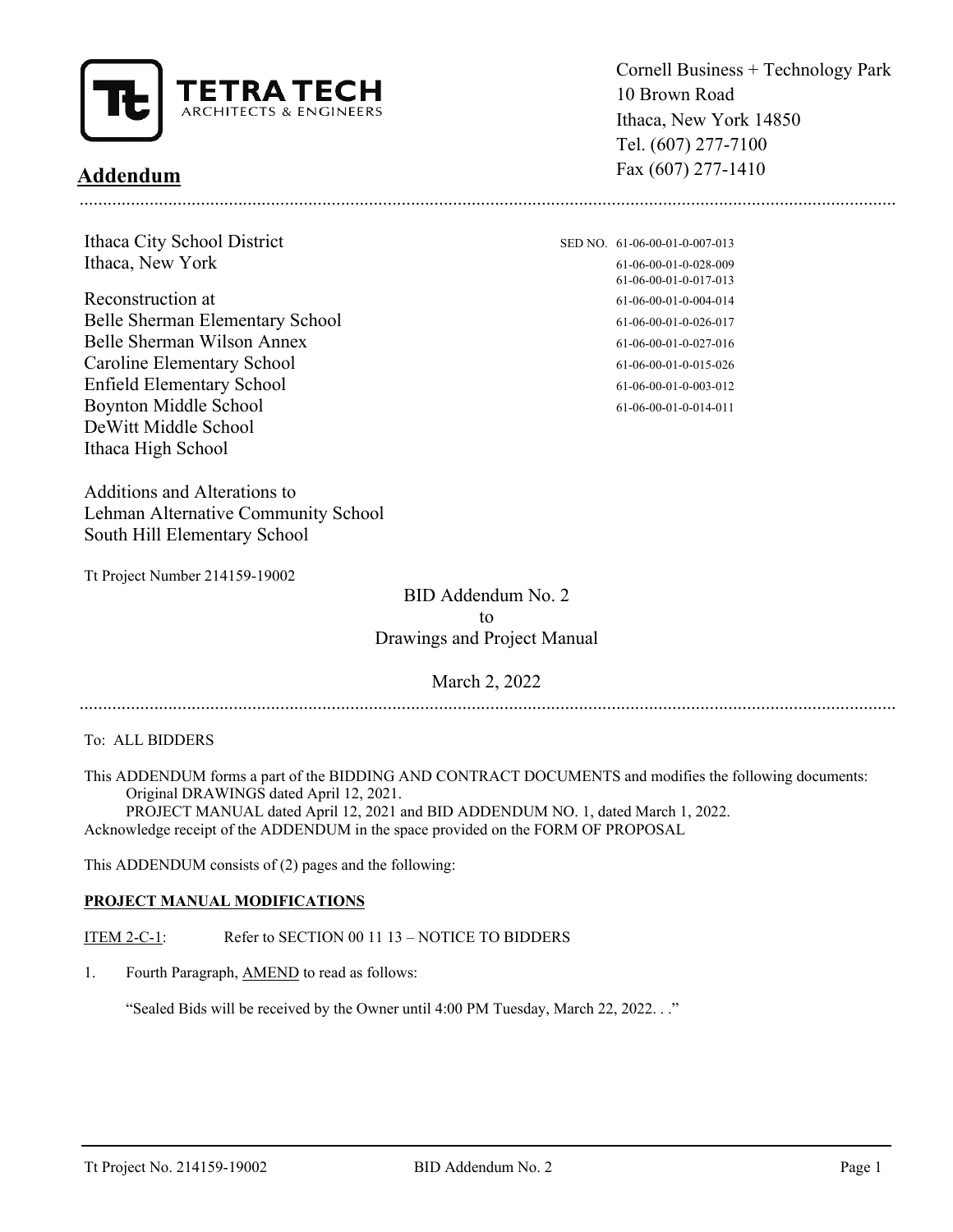TETRA TECH
ARCHITECTS & ENGINEERS

Cornell Business + Technology Park
10 Brown Road
Ithaca, New York 14850
Tel. (607) 277-7100
Fax (607) 277-1410

## Addendum

Ithaca City School District
Ithaca, New York

Reconstruction at
Belle Sherman Elementary School
Belle Sherman Wilson Annex
Caroline Elementary School
Enfield Elementary School
Boynton Middle School
DeWitt Middle School
Ithaca High School

Additions and Alterations to
Lehman Alternative Community School
South Hill Elementary School

SED NO. 61-06-00-01-0-007-013
61-06-00-01-0-028-009
61-06-00-01-0-017-013
61-06-00-01-0-004-014
61-06-00-01-0-026-017
61-06-00-01-0-027-016
61-06-00-01-0-015-026
61-06-00-01-0-003-012
61-06-00-01-0-014-011

Tt Project Number 214159-19002

BID Addendum No. 2
to
Drawings and Project Manual

March 2, 2022

To: ALL BIDDERS

This ADDENDUM forms a part of the BIDDING AND CONTRACT DOCUMENTS and modifies the following documents:
Original DRAWINGS dated April 12, 2021.
PROJECT MANUAL dated April 12, 2021 and BID ADDENDUM NO. 1, dated March 1, 2022.
Acknowledge receipt of the ADDENDUM in the space provided on the FORM OF PROPOSAL

This ADDENDUM consists of (2) pages and the following:

**PROJECT MANUAL MODIFICATIONS**

ITEM 2-C-1: Refer to SECTION 00 11 13 – NOTICE TO BIDDERS

1. Fourth Paragraph, AMEND to read as follows:

   "Sealed Bids will be received by the Owner until 4:00 PM Tuesday, March 22, 2022. . ."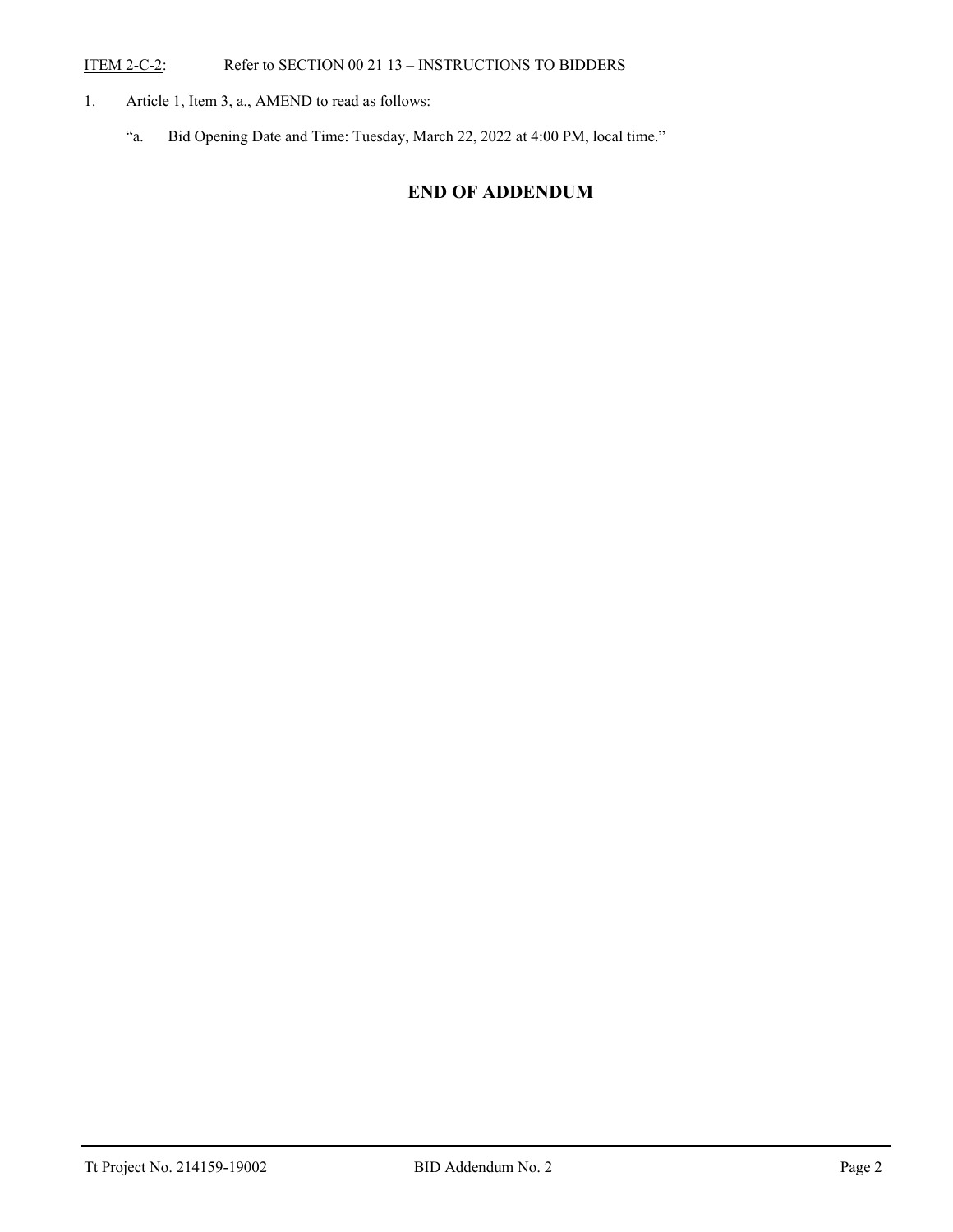ITEM 2-C-2: Refer to SECTION 00 21 13 – INSTRUCTIONS TO BIDDERS

1. Article 1, Item 3, a., AMEND to read as follows:

   "a. Bid Opening Date and Time: Tuesday, March 22, 2022 at 4:00 PM, local time."

## END OF ADDENDUM